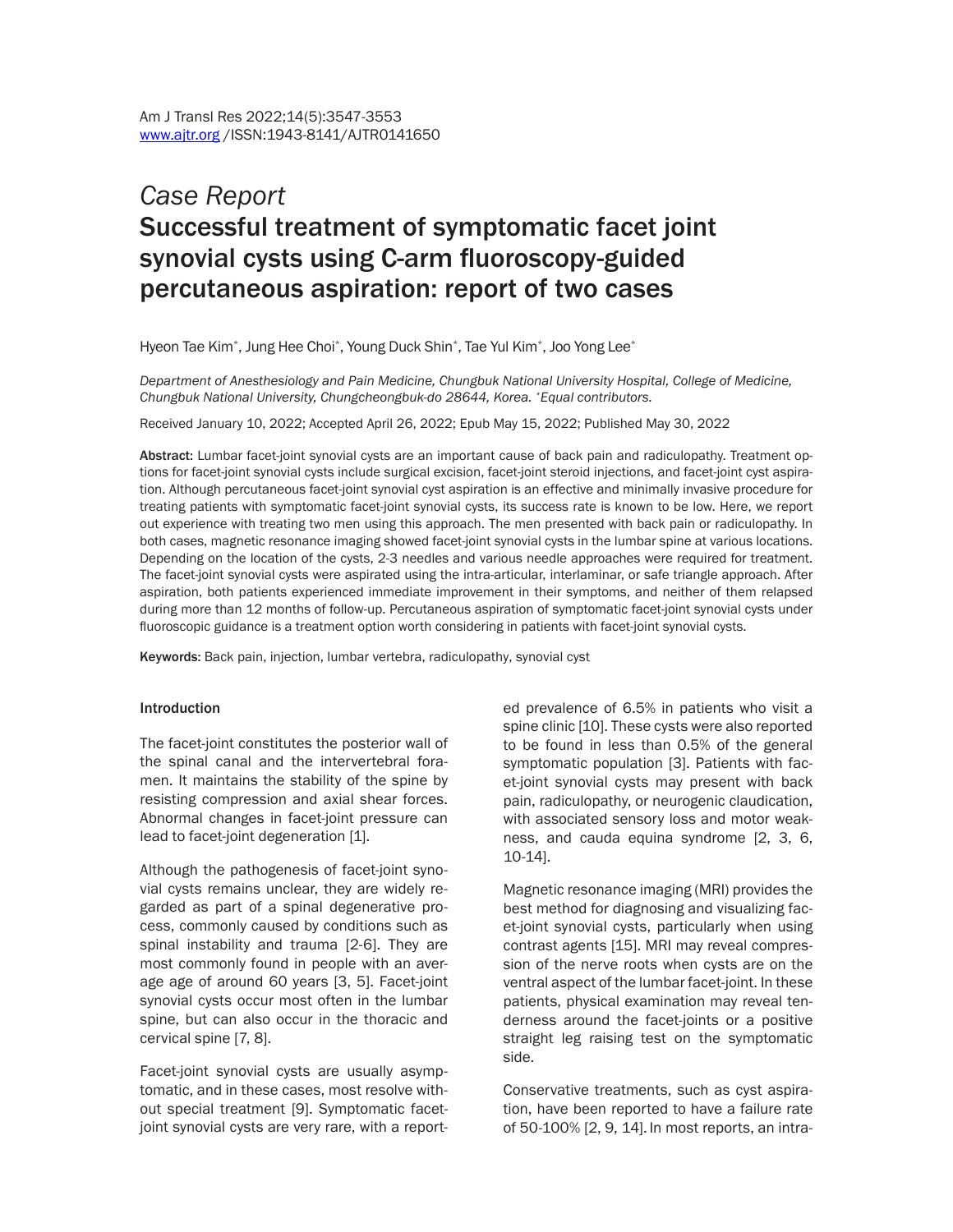*Case Report*

# Successful treatment of symptomatic facet joint synovial cysts using C-arm fluoroscopy-guided percutaneous aspiration: report of two cases

Hyeon Tae Kim*, Jung Hee Choi*, Young Duck Shin*, Tae Yul Kim*, Joo Yong Lee*

*Department of Anesthesiology and Pain Medicine, Chungbuk National University Hospital, College of Medicine, Chungbuk National University, Chungcheongbuk-do 28644, Korea. *Equal contributors.*

Received January 10, 2022; Accepted April 26, 2022; Epub May 15, 2022; Published May 30, 2022

**Abstract:** Lumbar facet-joint synovial cysts are an important cause of back pain and radiculopathy. Treatment options for facet-joint synovial cysts include surgical excision, facet-joint steroid injections, and facet-joint cyst aspiration. Although percutaneous facet-joint synovial cyst aspiration is an effective and minimally invasive procedure for treating patients with symptomatic facet-joint synovial cysts, its success rate is known to be low. Here, we report out experience with treating two men using this approach. The men presented with back pain or radiculopathy. In both cases, magnetic resonance imaging showed facet-joint synovial cysts in the lumbar spine at various locations. Depending on the location of the cysts, 2-3 needles and various needle approaches were required for treatment. The facet-joint synovial cysts were aspirated using the intra-articular, interlaminar, or safe triangle approach. After aspiration, both patients experienced immediate improvement in their symptoms, and neither of them relapsed during more than 12 months of follow-up. Percutaneous aspiration of symptomatic facet-joint synovial cysts under fluoroscopic guidance is a treatment option worth considering in patients with facet-joint synovial cysts.

**Keywords:** Back pain, injection, lumbar vertebra, radiculopathy, synovial cyst

## Introduction

The facet-joint constitutes the posterior wall of the spinal canal and the intervertebral foramen. It maintains the stability of the spine by resisting compression and axial shear forces. Abnormal changes in facet-joint pressure can lead to facet-joint degeneration [1].

Although the pathogenesis of facet-joint synovial cysts remains unclear, they are widely regarded as part of a spinal degenerative process, commonly caused by conditions such as spinal instability and trauma [2-6]. They are most commonly found in people with an average age of around 60 years [3, 5]. Facet-joint synovial cysts occur most often in the lumbar spine, but can also occur in the thoracic and cervical spine [7, 8].

Facet-joint synovial cysts are usually asymptomatic, and in these cases, most resolve without special treatment [9]. Symptomatic facet-joint synovial cysts are very rare, with a reported prevalence of 6.5% in patients who visit a spine clinic [10]. These cysts were also reported to be found in less than 0.5% of the general symptomatic population [3]. Patients with facet-joint synovial cysts may present with back pain, radiculopathy, or neurogenic claudication, with associated sensory loss and motor weakness, and cauda equina syndrome [2, 3, 6, 10-14].

Magnetic resonance imaging (MRI) provides the best method for diagnosing and visualizing facet-joint synovial cysts, particularly when using contrast agents [15]. MRI may reveal compression of the nerve roots when cysts are on the ventral aspect of the lumbar facet-joint. In these patients, physical examination may reveal tenderness around the facet-joints or a positive straight leg raising test on the symptomatic side.

Conservative treatments, such as cyst aspiration, have been reported to have a failure rate of 50-100% [2, 9, 14]. In most reports, an intra-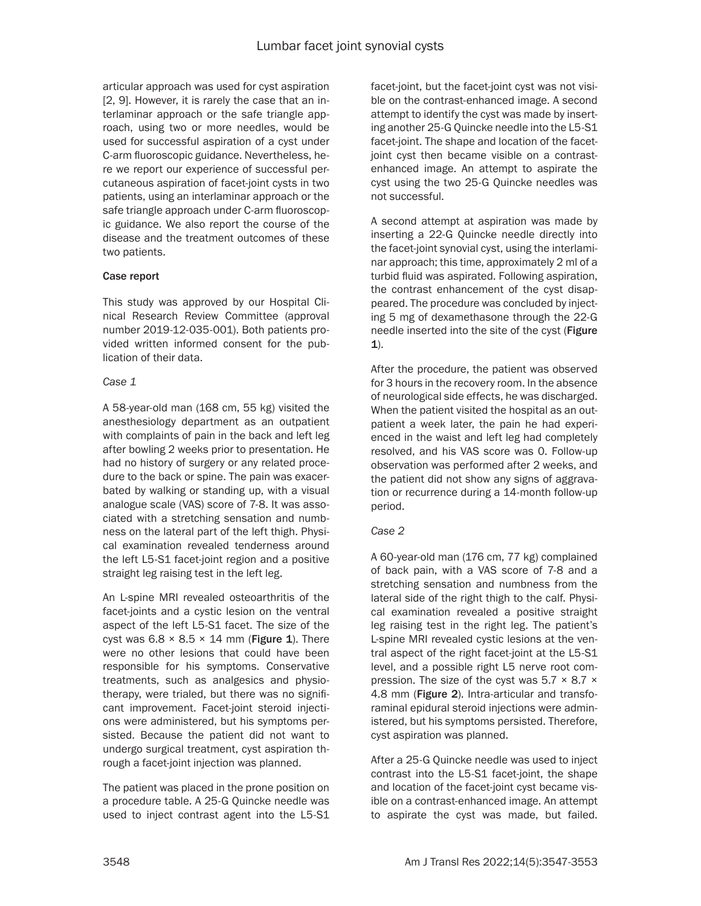articular approach was used for cyst aspiration [2, 9]. However, it is rarely the case that an interlaminar approach or the safe triangle approach, using two or more needles, would be used for successful aspiration of a cyst under C-arm fluoroscopic guidance. Nevertheless, here we report our experience of successful percutaneous aspiration of facet-joint cysts in two patients, using an interlaminar approach or the safe triangle approach under C-arm fluoroscopic guidance. We also report the course of the disease and the treatment outcomes of these two patients.

## Case report

This study was approved by our Hospital Clinical Research Review Committee (approval number 2019-12-035-001). Both patients provided written informed consent for the publication of their data.

### *Case 1*

A 58-year-old man (168 cm, 55 kg) visited the anesthesiology department as an outpatient with complaints of pain in the back and left leg after bowling 2 weeks prior to presentation. He had no history of surgery or any related procedure to the back or spine. The pain was exacerbated by walking or standing up, with a visual analogue scale (VAS) score of 7-8. It was associated with a stretching sensation and numbness on the lateral part of the left thigh. Physical examination revealed tenderness around the left L5-S1 facet-joint region and a positive straight leg raising test in the left leg.

An L-spine MRI revealed osteoarthritis of the facet-joints and a cystic lesion on the ventral aspect of the left L5-S1 facet. The size of the cyst was 6.8 × 8.5 × 14 mm (**Figure 1**). There were no other lesions that could have been responsible for his symptoms. Conservative treatments, such as analgesics and physiotherapy, were trialed, but there was no significant improvement. Facet-joint steroid injections were administered, but his symptoms persisted. Because the patient did not want to undergo surgical treatment, cyst aspiration through a facet-joint injection was planned.

The patient was placed in the prone position on a procedure table. A 25-G Quincke needle was used to inject contrast agent into the L5-S1 facet-joint, but the facet-joint cyst was not visible on the contrast-enhanced image. A second attempt to identify the cyst was made by inserting another 25-G Quincke needle into the L5-S1 facet-joint. The shape and location of the facet-joint cyst then became visible on a contrast-enhanced image. An attempt to aspirate the cyst using the two 25-G Quincke needles was not successful.

A second attempt at aspiration was made by inserting a 22-G Quincke needle directly into the facet-joint synovial cyst, using the interlaminar approach; this time, approximately 2 ml of a turbid fluid was aspirated. Following aspiration, the contrast enhancement of the cyst disappeared. The procedure was concluded by injecting 5 mg of dexamethasone through the 22-G needle inserted into the site of the cyst (**Figure 1**).

After the procedure, the patient was observed for 3 hours in the recovery room. In the absence of neurological side effects, he was discharged. When the patient visited the hospital as an outpatient a week later, the pain he had experienced in the waist and left leg had completely resolved, and his VAS score was 0. Follow-up observation was performed after 2 weeks, and the patient did not show any signs of aggravation or recurrence during a 14-month follow-up period.

### *Case 2*

A 60-year-old man (176 cm, 77 kg) complained of back pain, with a VAS score of 7-8 and a stretching sensation and numbness from the lateral side of the right thigh to the calf. Physical examination revealed a positive straight leg raising test in the right leg. The patient's L-spine MRI revealed cystic lesions at the ventral aspect of the right facet-joint at the L5-S1 level, and a possible right L5 nerve root compression. The size of the cyst was 5.7 × 8.7 × 4.8 mm (**Figure 2**). Intra-articular and transforaminal epidural steroid injections were administered, but his symptoms persisted. Therefore, cyst aspiration was planned.

After a 25-G Quincke needle was used to inject contrast into the L5-S1 facet-joint, the shape and location of the facet-joint cyst became visible on a contrast-enhanced image. An attempt to aspirate the cyst was made, but failed.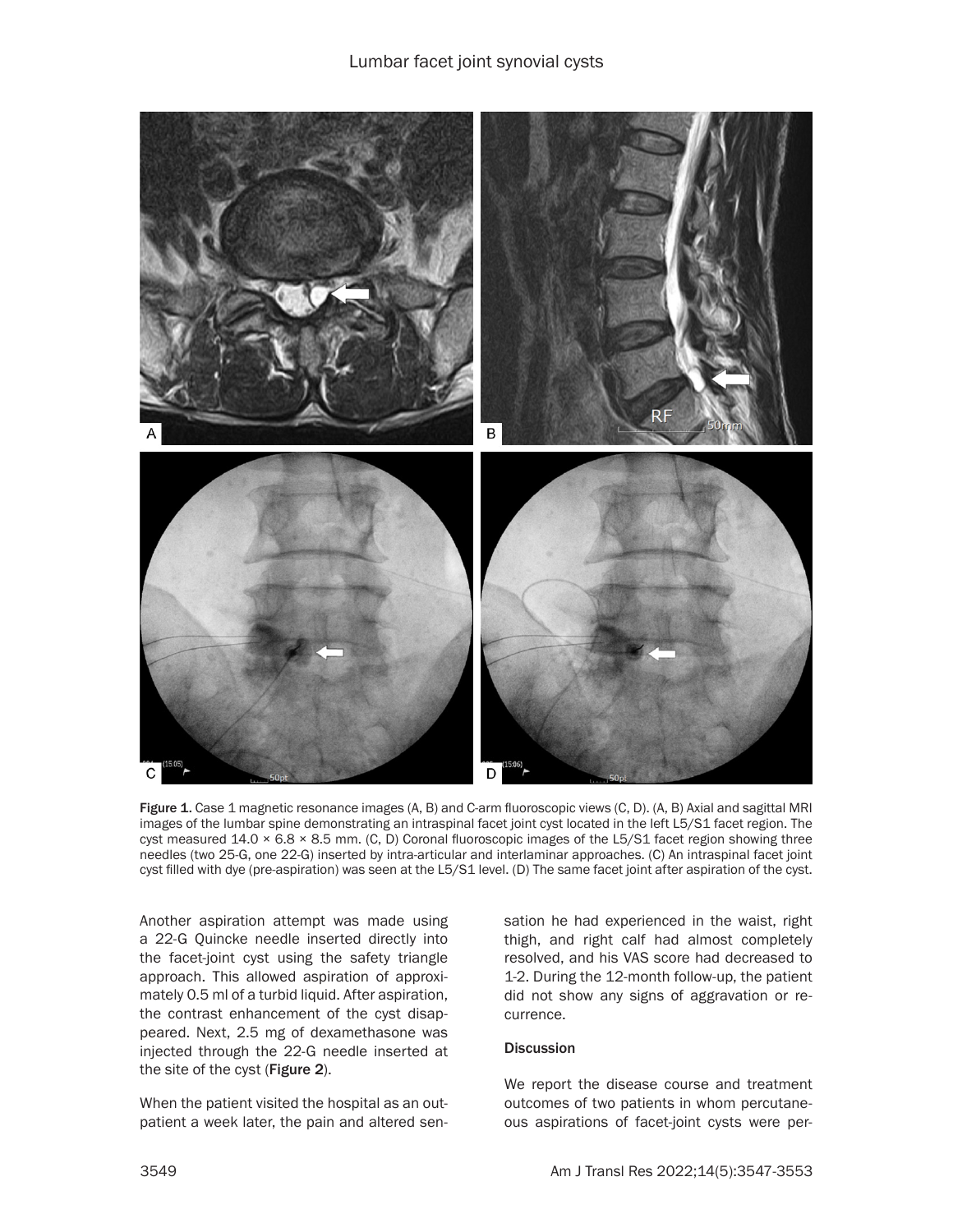Figure 1. Case 1 magnetic resonance images (A, B) and C-arm fluoroscopic views (C, D). (A, B) Axial and sagittal MRI images of the lumbar spine demonstrating an intraspinal facet joint cyst located in the left L5/S1 facet region. The cyst measured 14.0 × 6.8 × 8.5 mm. (C, D) Coronal fluoroscopic images of the L5/S1 facet region showing three needles (two 25-G, one 22-G) inserted by intra-articular and interlaminar approaches. (C) An intraspinal facet joint cyst filled with dye (pre-aspiration) was seen at the L5/S1 level. (D) The same facet joint after aspiration of the cyst.

Another aspiration attempt was made using a 22-G Quincke needle inserted directly into the facet-joint cyst using the safety triangle approach. This allowed aspiration of approximately 0.5 ml of a turbid liquid. After aspiration, the contrast enhancement of the cyst disappeared. Next, 2.5 mg of dexamethasone was injected through the 22-G needle inserted at the site of the cyst (**Figure 2**).

When the patient visited the hospital as an outpatient a week later, the pain and altered sensation he had experienced in the waist, right thigh, and right calf had almost completely resolved, and his VAS score had decreased to 1-2. During the 12-month follow-up, the patient did not show any signs of aggravation or recurrence.

## Discussion

We report the disease course and treatment outcomes of two patients in whom percutaneous aspirations of facet-joint cysts were per-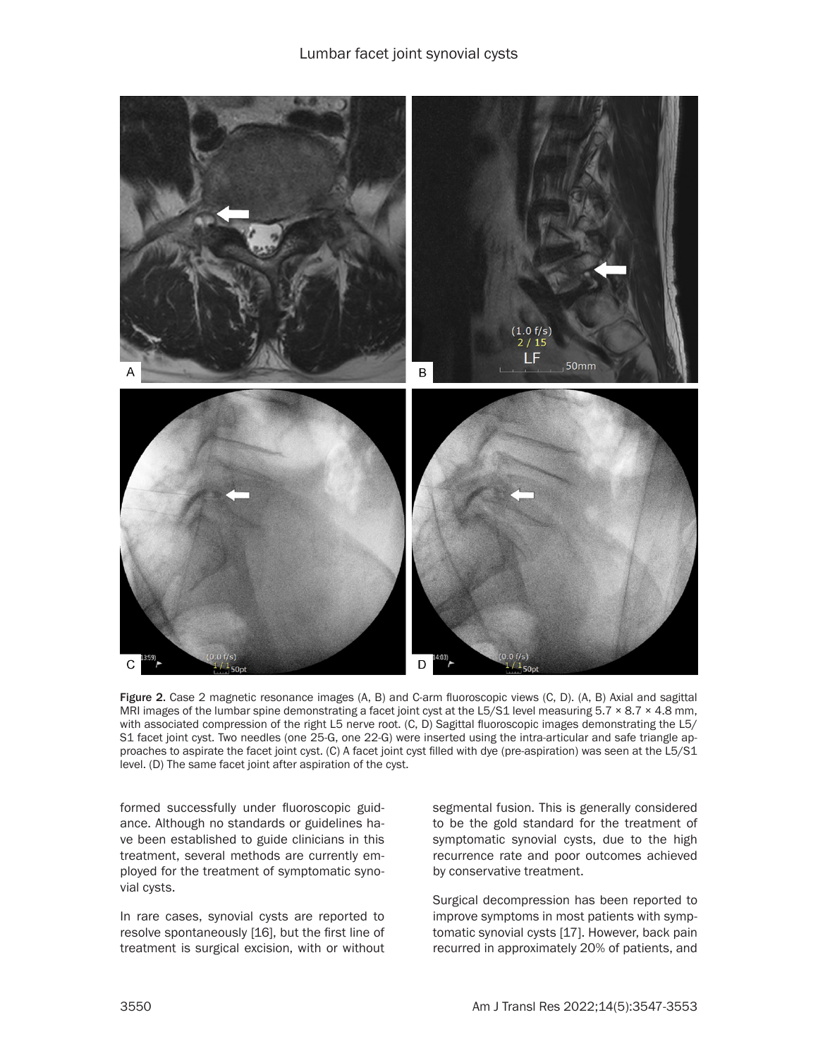Figure 2. Case 2 magnetic resonance images (A, B) and C-arm fluoroscopic views (C, D). (A, B) Axial and sagittal MRI images of the lumbar spine demonstrating a facet joint cyst at the L5/S1 level measuring 5.7 × 8.7 × 4.8 mm, with associated compression of the right L5 nerve root. (C, D) Sagittal fluoroscopic images demonstrating the L5/S1 facet joint cyst. Two needles (one 25-G, one 22-G) were inserted using the intra-articular and safe triangle approaches to aspirate the facet joint cyst. (C) A facet joint cyst filled with dye (pre-aspiration) was seen at the L5/S1 level. (D) The same facet joint after aspiration of the cyst.

formed successfully under fluoroscopic guidance. Although no standards or guidelines have been established to guide clinicians in this treatment, several methods are currently employed for the treatment of symptomatic synovial cysts.

In rare cases, synovial cysts are reported to resolve spontaneously [16], but the first line of treatment is surgical excision, with or without segmental fusion. This is generally considered to be the gold standard for the treatment of symptomatic synovial cysts, due to the high recurrence rate and poor outcomes achieved by conservative treatment.

Surgical decompression has been reported to improve symptoms in most patients with symptomatic synovial cysts [17]. However, back pain recurred in approximately 20% of patients, and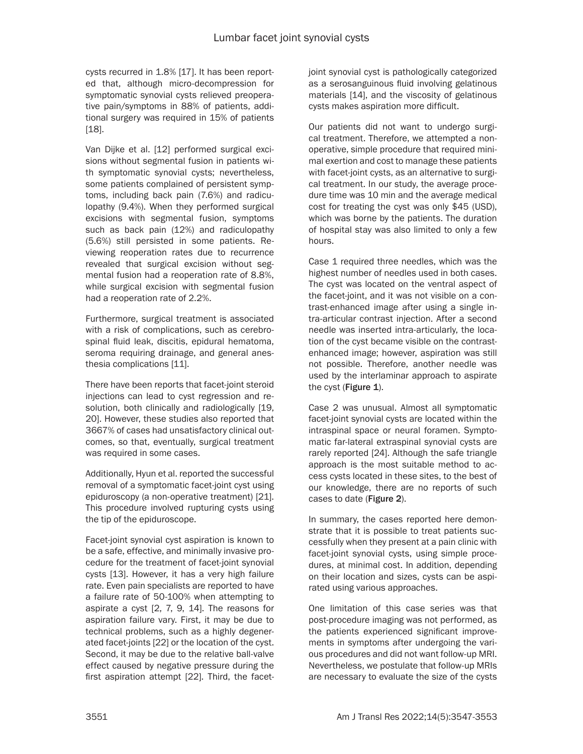cysts recurred in 1.8% [17]. It has been reported that, although micro-decompression for symptomatic synovial cysts relieved preoperative pain/symptoms in 88% of patients, additional surgery was required in 15% of patients [18].

Van Dijke et al. [12] performed surgical excisions without segmental fusion in patients with symptomatic synovial cysts; nevertheless, some patients complained of persistent symptoms, including back pain (7.6%) and radiculopathy (9.4%). When they performed surgical excisions with segmental fusion, symptoms such as back pain (12%) and radiculopathy (5.6%) still persisted in some patients. Reviewing reoperation rates due to recurrence revealed that surgical excision without segmental fusion had a reoperation rate of 8.8%, while surgical excision with segmental fusion had a reoperation rate of 2.2%.

Furthermore, surgical treatment is associated with a risk of complications, such as cerebrospinal fluid leak, discitis, epidural hematoma, seroma requiring drainage, and general anesthesia complications [11].

There have been reports that facet-joint steroid injections can lead to cyst regression and resolution, both clinically and radiologically [19, 20]. However, these studies also reported that 3667% of cases had unsatisfactory clinical outcomes, so that, eventually, surgical treatment was required in some cases.

Additionally, Hyun et al. reported the successful removal of a symptomatic facet-joint cyst using epiduroscopy (a non-operative treatment) [21]. This procedure involved rupturing cysts using the tip of the epiduroscope.

Facet-joint synovial cyst aspiration is known to be a safe, effective, and minimally invasive procedure for the treatment of facet-joint synovial cysts [13]. However, it has a very high failure rate. Even pain specialists are reported to have a failure rate of 50-100% when attempting to aspirate a cyst [2, 7, 9, 14]. The reasons for aspiration failure vary. First, it may be due to technical problems, such as a highly degenerated facet-joints [22] or the location of the cyst. Second, it may be due to the relative ball-valve effect caused by negative pressure during the first aspiration attempt [22]. Third, the facet-joint synovial cyst is pathologically categorized as a serosanguinous fluid involving gelatinous materials [14], and the viscosity of gelatinous cysts makes aspiration more difficult.

Our patients did not want to undergo surgical treatment. Therefore, we attempted a non-operative, simple procedure that required minimal exertion and cost to manage these patients with facet-joint cysts, as an alternative to surgical treatment. In our study, the average procedure time was 10 min and the average medical cost for treating the cyst was only $45 (USD), which was borne by the patients. The duration of hospital stay was also limited to only a few hours.

Case 1 required three needles, which was the highest number of needles used in both cases. The cyst was located on the ventral aspect of the facet-joint, and it was not visible on a contrast-enhanced image after using a single intra-articular contrast injection. After a second needle was inserted intra-articularly, the location of the cyst became visible on the contrast-enhanced image; however, aspiration was still not possible. Therefore, another needle was used by the interlaminar approach to aspirate the cyst (**Figure 1**).

Case 2 was unusual. Almost all symptomatic facet-joint synovial cysts are located within the intraspinal space or neural foramen. Symptomatic far-lateral extraspinal synovial cysts are rarely reported [24]. Although the safe triangle approach is the most suitable method to access cysts located in these sites, to the best of our knowledge, there are no reports of such cases to date (**Figure 2**).

In summary, the cases reported here demonstrate that it is possible to treat patients successfully when they present at a pain clinic with facet-joint synovial cysts, using simple procedures, at minimal cost. In addition, depending on their location and sizes, cysts can be aspirated using various approaches.

One limitation of this case series was that post-procedure imaging was not performed, as the patients experienced significant improvements in symptoms after undergoing the various procedures and did not want follow-up MRI. Nevertheless, we postulate that follow-up MRIs are necessary to evaluate the size of the cysts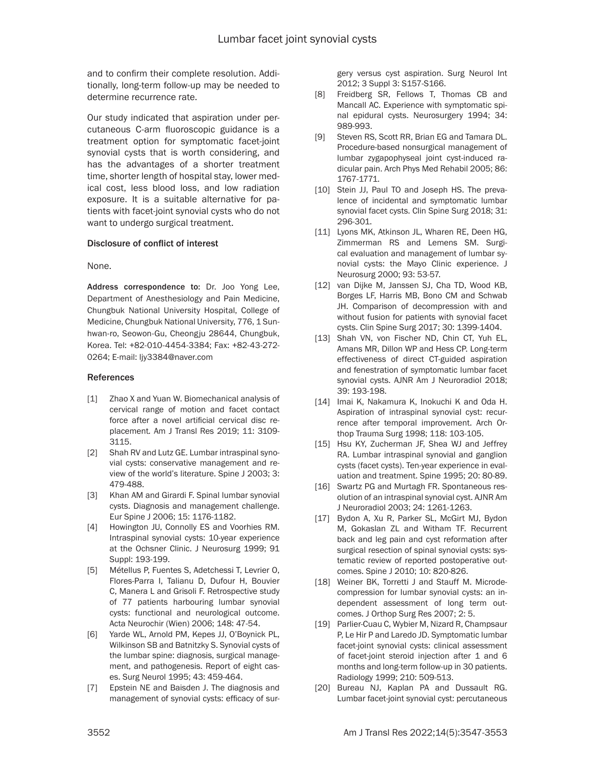and to confirm their complete resolution. Additionally, long-term follow-up may be needed to determine recurrence rate.

Our study indicated that aspiration under percutaneous C-arm fluoroscopic guidance is a treatment option for symptomatic facet-joint synovial cysts that is worth considering, and has the advantages of a shorter treatment time, shorter length of hospital stay, lower medical cost, less blood loss, and low radiation exposure. It is a suitable alternative for patients with facet-joint synovial cysts who do not want to undergo surgical treatment.

### Disclosure of conflict of interest

None.

**Address correspondence to:** Dr. Joo Yong Lee, Department of Anesthesiology and Pain Medicine, Chungbuk National University Hospital, College of Medicine, Chungbuk National University, 776, 1 Sunhwan-ro, Seowon-Gu, Cheongju 28644, Chungbuk, Korea. Tel: +82-010-4454-3384; Fax: +82-43-272-0264; E-mail: ljy3384@naver.com

### References

[1] Zhao X and Yuan W. Biomechanical analysis of cervical range of motion and facet contact force after a novel artificial cervical disc replacement. Am J Transl Res 2019; 11: 3109-3115.

[2] Shah RV and Lutz GE. Lumbar intraspinal synovial cysts: conservative management and review of the world's literature. Spine J 2003; 3: 479-488.

[3] Khan AM and Girardi F. Spinal lumbar synovial cysts. Diagnosis and management challenge. Eur Spine J 2006; 15: 1176-1182.

[4] Howington JU, Connolly ES and Voorhies RM. Intraspinal synovial cysts: 10-year experience at the Ochsner Clinic. J Neurosurg 1999; 91 Suppl: 193-199.

[5] Métellus P, Fuentes S, Adetchessi T, Levrier O, Flores-Parra I, Talianu D, Dufour H, Bouvier C, Manera L and Grisoli F. Retrospective study of 77 patients harbouring lumbar synovial cysts: functional and neurological outcome. Acta Neurochir (Wien) 2006; 148: 47-54.

[6] Yarde WL, Arnold PM, Kepes JJ, O'Boynick PL, Wilkinson SB and Batnitzky S. Synovial cysts of the lumbar spine: diagnosis, surgical management, and pathogenesis. Report of eight cases. Surg Neurol 1995; 43: 459-464.

[7] Epstein NE and Baisden J. The diagnosis and management of synovial cysts: efficacy of surgery versus cyst aspiration. Surg Neurol Int 2012; 3 Suppl 3: S157-S166.

[8] Freidberg SR, Fellows T, Thomas CB and Mancall AC. Experience with symptomatic spinal epidural cysts. Neurosurgery 1994; 34: 989-993.

[9] Steven RS, Scott RR, Brian EG and Tamara DL. Procedure-based nonsurgical management of lumbar zygapophyseal joint cyst-induced radicular pain. Arch Phys Med Rehabil 2005; 86: 1767-1771.

[10] Stein JJ, Paul TO and Joseph HS. The prevalence of incidental and symptomatic lumbar synovial facet cysts. Clin Spine Surg 2018; 31: 296-301.

[11] Lyons MK, Atkinson JL, Wharen RE, Deen HG, Zimmerman RS and Lemens SM. Surgical evaluation and management of lumbar synovial cysts: the Mayo Clinic experience. J Neurosurg 2000; 93: 53-57.

[12] van Dijke M, Janssen SJ, Cha TD, Wood KB, Borges LF, Harris MB, Bono CM and Schwab JH. Comparison of decompression with and without fusion for patients with synovial facet cysts. Clin Spine Surg 2017; 30: 1399-1404.

[13] Shah VN, von Fischer ND, Chin CT, Yuh EL, Amans MR, Dillon WP and Hess CP. Long-term effectiveness of direct CT-guided aspiration and fenestration of symptomatic lumbar facet synovial cysts. AJNR Am J Neuroradiol 2018; 39: 193-198.

[14] Imai K, Nakamura K, Inokuchi K and Oda H. Aspiration of intraspinal synovial cyst: recurrence after temporal improvement. Arch Orthop Trauma Surg 1998; 118: 103-105.

[15] Hsu KY, Zucherman JF, Shea WJ and Jeffrey RA. Lumbar intraspinal synovial and ganglion cysts (facet cysts). Ten-year experience in evaluation and treatment. Spine 1995; 20: 80-89.

[16] Swartz PG and Murtagh FR. Spontaneous resolution of an intraspinal synovial cyst. AJNR Am J Neuroradiol 2003; 24: 1261-1263.

[17] Bydon A, Xu R, Parker SL, McGirt MJ, Bydon M, Gokaslan ZL and Witham TF. Recurrent back and leg pain and cyst reformation after surgical resection of spinal synovial cysts: systematic review of reported postoperative outcomes. Spine J 2010; 10: 820-826.

[18] Weiner BK, Torretti J and Stauff M. Microdecompression for lumbar synovial cysts: an independent assessment of long term outcomes. J Orthop Surg Res 2007; 2: 5.

[19] Parlier-Cuau C, Wybier M, Nizard R, Champsaur P, Le Hir P and Laredo JD. Symptomatic lumbar facet-joint synovial cysts: clinical assessment of facet-joint steroid injection after 1 and 6 months and long-term follow-up in 30 patients. Radiology 1999; 210: 509-513.

[20] Bureau NJ, Kaplan PA and Dussault RG. Lumbar facet-joint synovial cyst: percutaneous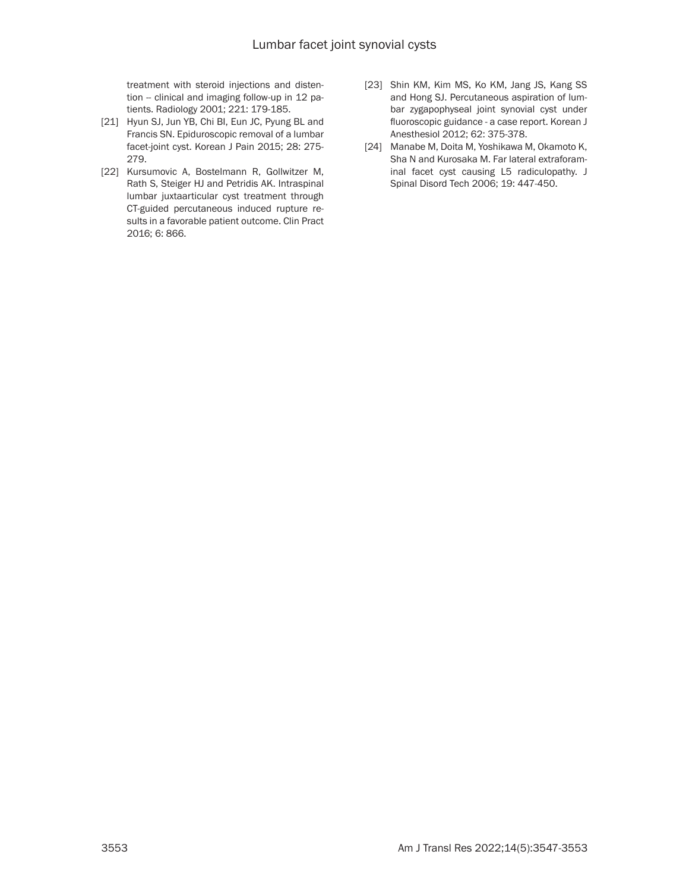treatment with steroid injections and distention -- clinical and imaging follow-up in 12 patients. Radiology 2001; 221: 179-185.

[21] Hyun SJ, Jun YB, Chi BI, Eun JC, Pyung BL and Francis SN. Epiduroscopic removal of a lumbar facet-joint cyst. Korean J Pain 2015; 28: 275-279.

[22] Kursumovic A, Bostelmann R, Gollwitzer M, Rath S, Steiger HJ and Petridis AK. Intraspinal lumbar juxtaarticular cyst treatment through CT-guided percutaneous induced rupture results in a favorable patient outcome. Clin Pract 2016; 6: 866.

[23] Shin KM, Kim MS, Ko KM, Jang JS, Kang SS and Hong SJ. Percutaneous aspiration of lumbar zygapophyseal joint synovial cyst under fluoroscopic guidance - a case report. Korean J Anesthesiol 2012; 62: 375-378.

[24] Manabe M, Doita M, Yoshikawa M, Okamoto K, Sha N and Kurosaka M. Far lateral extraforaminal facet cyst causing L5 radiculopathy. J Spinal Disord Tech 2006; 19: 447-450.